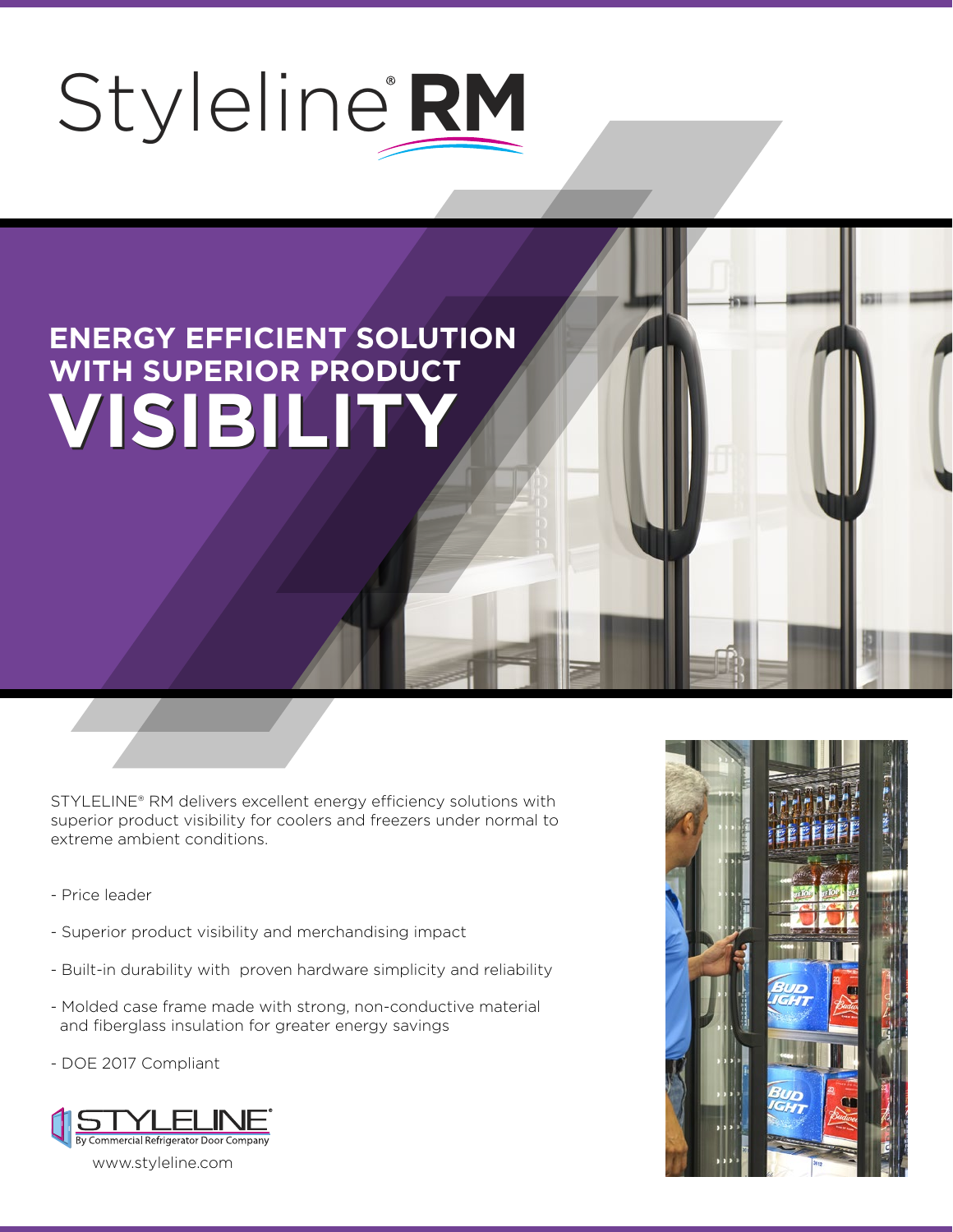# Styleline® RM

## ENERGY EFFICIENT SOLUTION WITH SUPERIOR PRODUCT VISIBILITY

STYLELINE® RM delivers excellent energy efficiency solutions with superior product visibility for coolers and freezers under normal to extreme ambient conditions.

- Price leader
- Superior product visibility and merchandising impact
- Built-in durability with proven hardware simplicity and reliability
- Molded case frame made with strong, non-conductive material and fiberglass insulation for greater energy savings
- DOE 2017 Compliant

STYLELINE®
By Commercial Refrigerator Door Company

www.styleline.com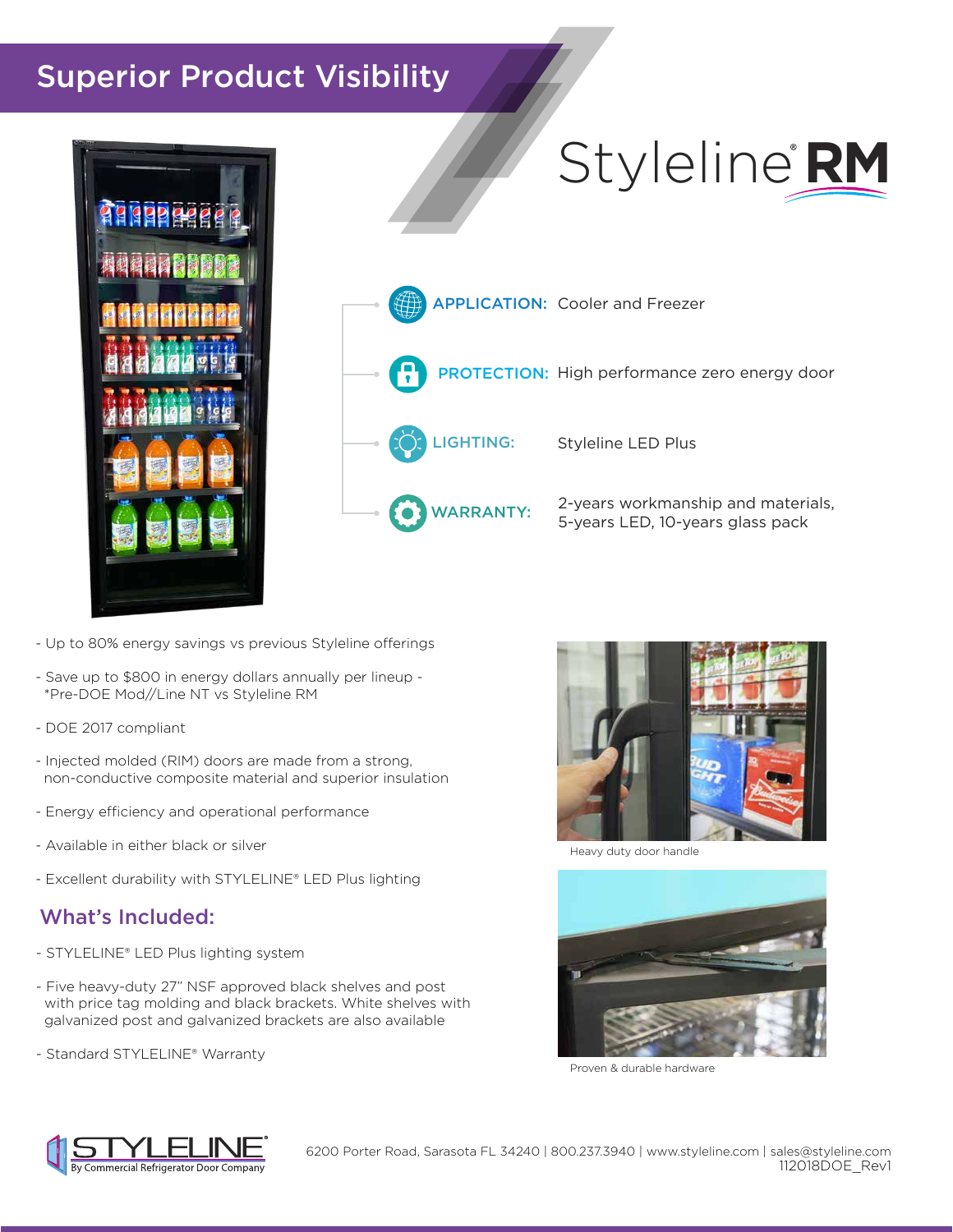# Superior Product Visibility

## Styleline® RM

**APPLICATION:** Cooler and Freezer

**PROTECTION:** High performance zero energy door

**LIGHTING:** Styleline LED Plus

**WARRANTY:** 2-years workmanship and materials, 5-years LED, 10-years glass pack

- Up to 80% energy savings vs previous Styleline offerings
- Save up to $800 in energy dollars annually per lineup - *Pre-DOE Mod//Line NT vs Styleline RM
- DOE 2017 compliant
- Injected molded (RIM) doors are made from a strong, non-conductive composite material and superior insulation
- Energy efficiency and operational performance
- Available in either black or silver
- Excellent durability with STYLELINE® LED Plus lighting

Heavy duty door handle

Proven & durable hardware

## What's Included:

- STYLELINE® LED Plus lighting system
- Five heavy-duty 27" NSF approved black shelves and post with price tag molding and black brackets. White shelves with galvanized post and galvanized brackets are also available
- Standard STYLELINE® Warranty

STYLELINE® By Commercial Refrigerator Door Company

6200 Porter Road, Sarasota FL 34240 | 800.237.3940 | www.styleline.com | sales@styleline.com
112018DOE_Rev1